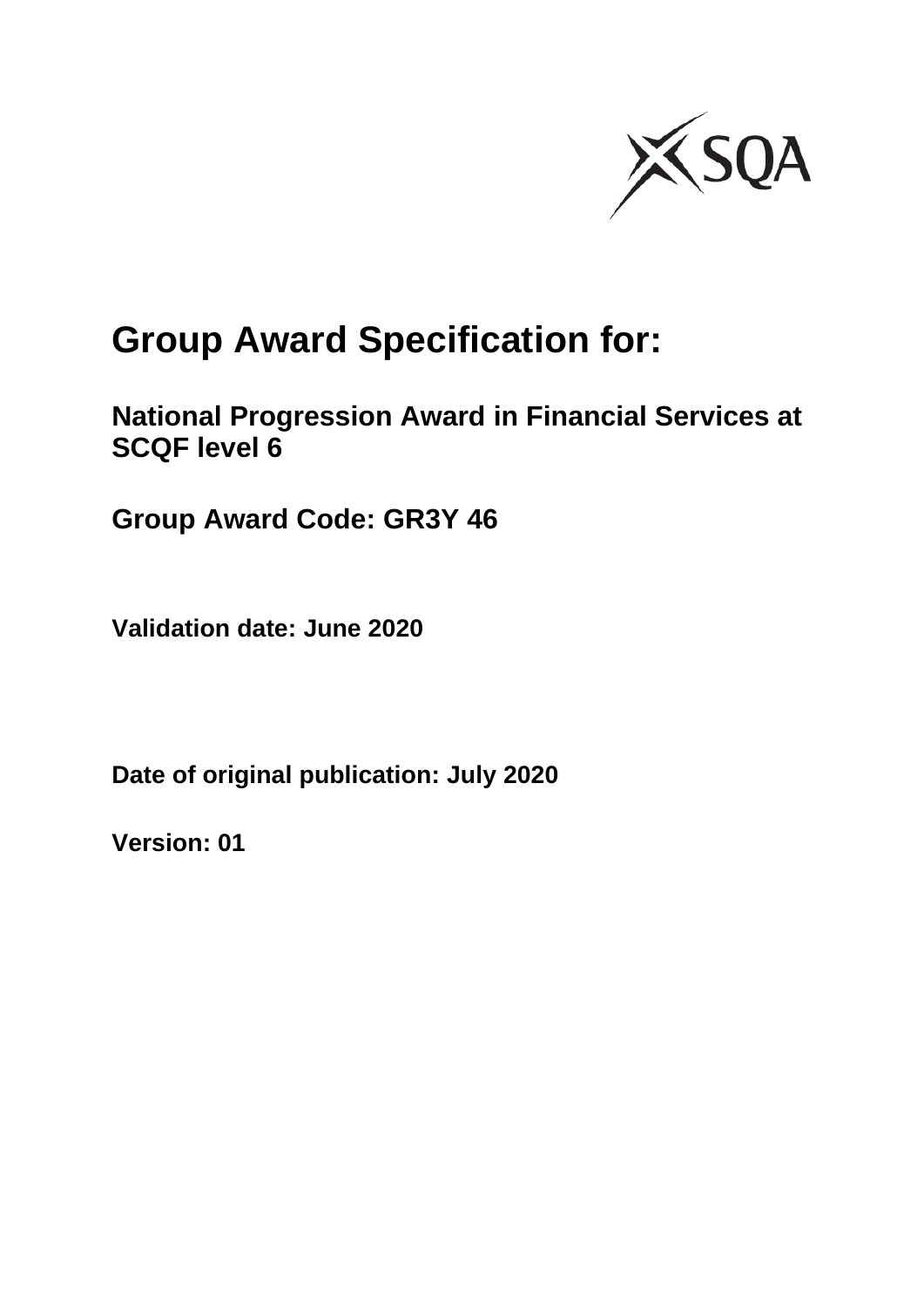# Group Award Specification for:

## National Progression Award in Financial Services at SCQF level 6

## Group Award Code: GR3Y 46

**Validation date: June 2020**

**Date of original publication: July 2020**

**Version: 01**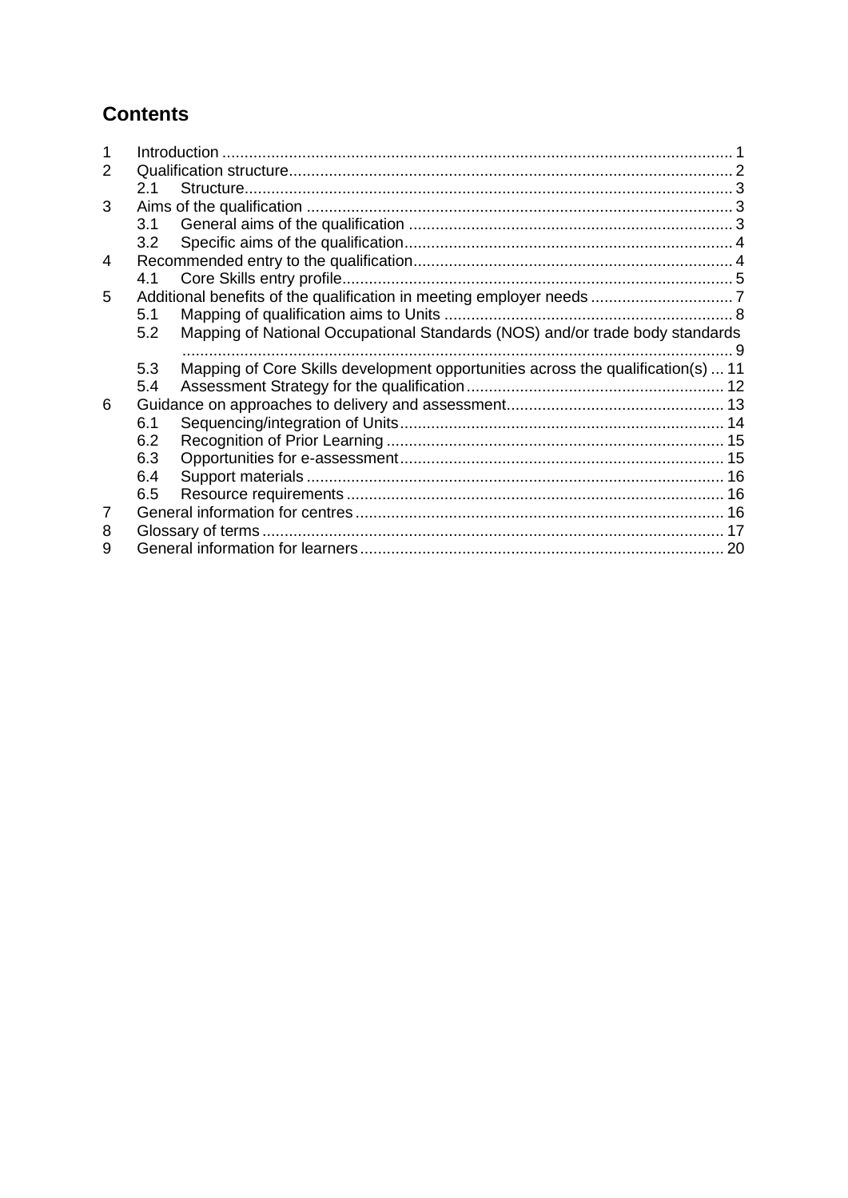# Contents

| | | |
|---|---|---|
| 1 | Introduction | 1 |
| 2 | Qualification structure | 2 |
| 2.1 | Structure | 3 |
| 3 | Aims of the qualification | 3 |
| 3.1 | General aims of the qualification | 3 |
| 3.2 | Specific aims of the qualification | 4 |
| 4 | Recommended entry to the qualification | 4 |
| 4.1 | Core Skills entry profile | 5 |
| 5 | Additional benefits of the qualification in meeting employer needs | 7 |
| 5.1 | Mapping of qualification aims to Units | 8 |
| 5.2 | Mapping of National Occupational Standards (NOS) and/or trade body standards | 9 |
| 5.3 | Mapping of Core Skills development opportunities across the qualification(s) | 11 |
| 5.4 | Assessment Strategy for the qualification | 12 |
| 6 | Guidance on approaches to delivery and assessment | 13 |
| 6.1 | Sequencing/integration of Units | 14 |
| 6.2 | Recognition of Prior Learning | 15 |
| 6.3 | Opportunities for e-assessment | 15 |
| 6.4 | Support materials | 16 |
| 6.5 | Resource requirements | 16 |
| 7 | General information for centres | 16 |
| 8 | Glossary of terms | 17 |
| 9 | General information for learners | 20 |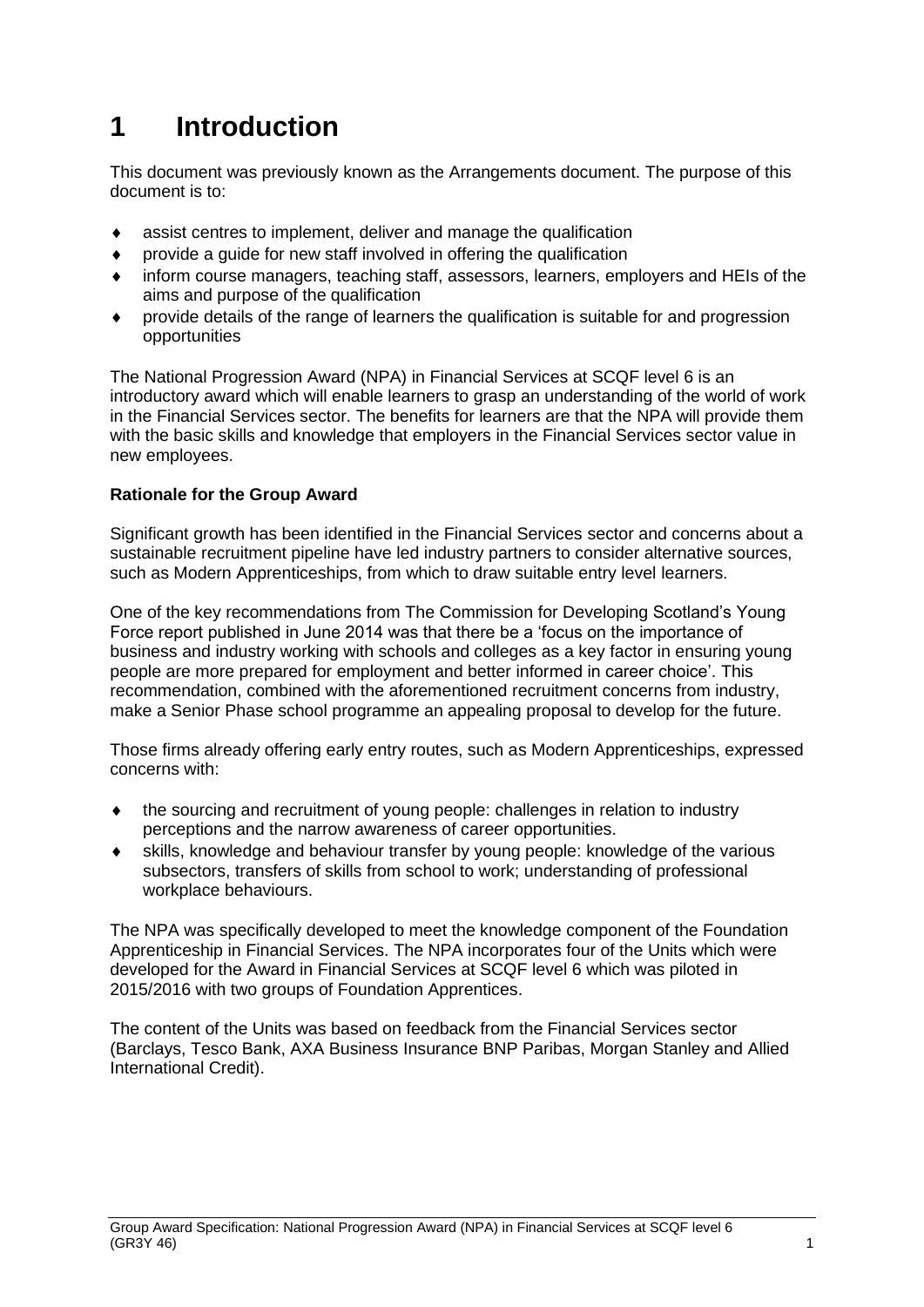# 1 Introduction

This document was previously known as the Arrangements document. The purpose of this document is to:

- assist centres to implement, deliver and manage the qualification
- provide a guide for new staff involved in offering the qualification
- inform course managers, teaching staff, assessors, learners, employers and HEIs of the aims and purpose of the qualification
- provide details of the range of learners the qualification is suitable for and progression opportunities

The National Progression Award (NPA) in Financial Services at SCQF level 6 is an introductory award which will enable learners to grasp an understanding of the world of work in the Financial Services sector. The benefits for learners are that the NPA will provide them with the basic skills and knowledge that employers in the Financial Services sector value in new employees.

**Rationale for the Group Award**

Significant growth has been identified in the Financial Services sector and concerns about a sustainable recruitment pipeline have led industry partners to consider alternative sources, such as Modern Apprenticeships, from which to draw suitable entry level learners.

One of the key recommendations from The Commission for Developing Scotland's Young Force report published in June 2014 was that there be a 'focus on the importance of business and industry working with schools and colleges as a key factor in ensuring young people are more prepared for employment and better informed in career choice'. This recommendation, combined with the aforementioned recruitment concerns from industry, make a Senior Phase school programme an appealing proposal to develop for the future.

Those firms already offering early entry routes, such as Modern Apprenticeships, expressed concerns with:

- the sourcing and recruitment of young people: challenges in relation to industry perceptions and the narrow awareness of career opportunities.
- skills, knowledge and behaviour transfer by young people: knowledge of the various subsectors, transfers of skills from school to work; understanding of professional workplace behaviours.

The NPA was specifically developed to meet the knowledge component of the Foundation Apprenticeship in Financial Services. The NPA incorporates four of the Units which were developed for the Award in Financial Services at SCQF level 6 which was piloted in 2015/2016 with two groups of Foundation Apprentices.

The content of the Units was based on feedback from the Financial Services sector (Barclays, Tesco Bank, AXA Business Insurance BNP Paribas, Morgan Stanley and Allied International Credit).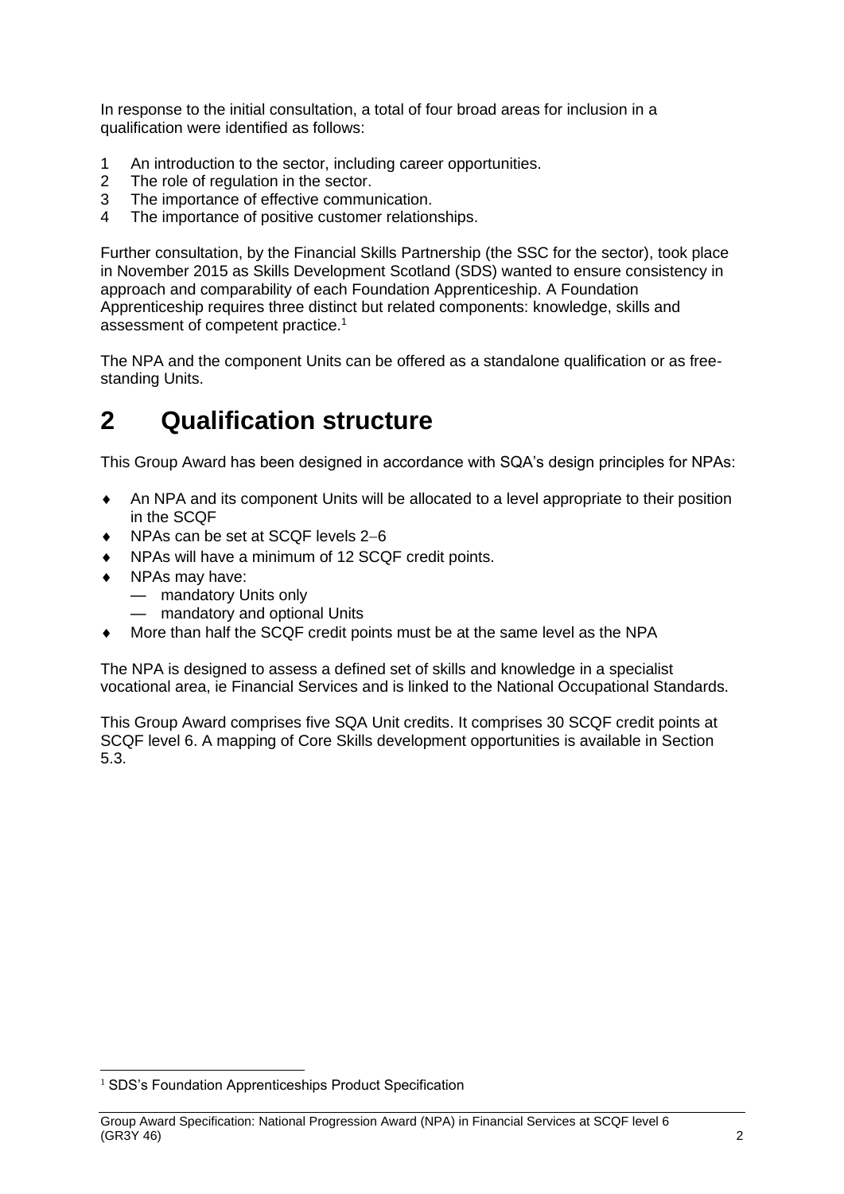In response to the initial consultation, a total of four broad areas for inclusion in a qualification were identified as follows:

1. An introduction to the sector, including career opportunities.
2. The role of regulation in the sector.
3. The importance of effective communication.
4. The importance of positive customer relationships.

Further consultation, by the Financial Skills Partnership (the SSC for the sector), took place in November 2015 as Skills Development Scotland (SDS) wanted to ensure consistency in approach and comparability of each Foundation Apprenticeship. A Foundation Apprenticeship requires three distinct but related components: knowledge, skills and assessment of competent practice.[1]

The NPA and the component Units can be offered as a standalone qualification or as free-standing Units.

# 2 Qualification structure

This Group Award has been designed in accordance with SQA's design principles for NPAs:

- An NPA and its component Units will be allocated to a level appropriate to their position in the SCQF
- NPAs can be set at SCQF levels 2–6
- NPAs will have a minimum of 12 SCQF credit points.
- NPAs may have:
  - mandatory Units only
  - mandatory and optional Units
- More than half the SCQF credit points must be at the same level as the NPA

The NPA is designed to assess a defined set of skills and knowledge in a specialist vocational area, ie Financial Services and is linked to the National Occupational Standards.

This Group Award comprises five SQA Unit credits. It comprises 30 SCQF credit points at SCQF level 6. A mapping of Core Skills development opportunities is available in Section 5.3.

[1] SDS's Foundation Apprenticeships Product Specification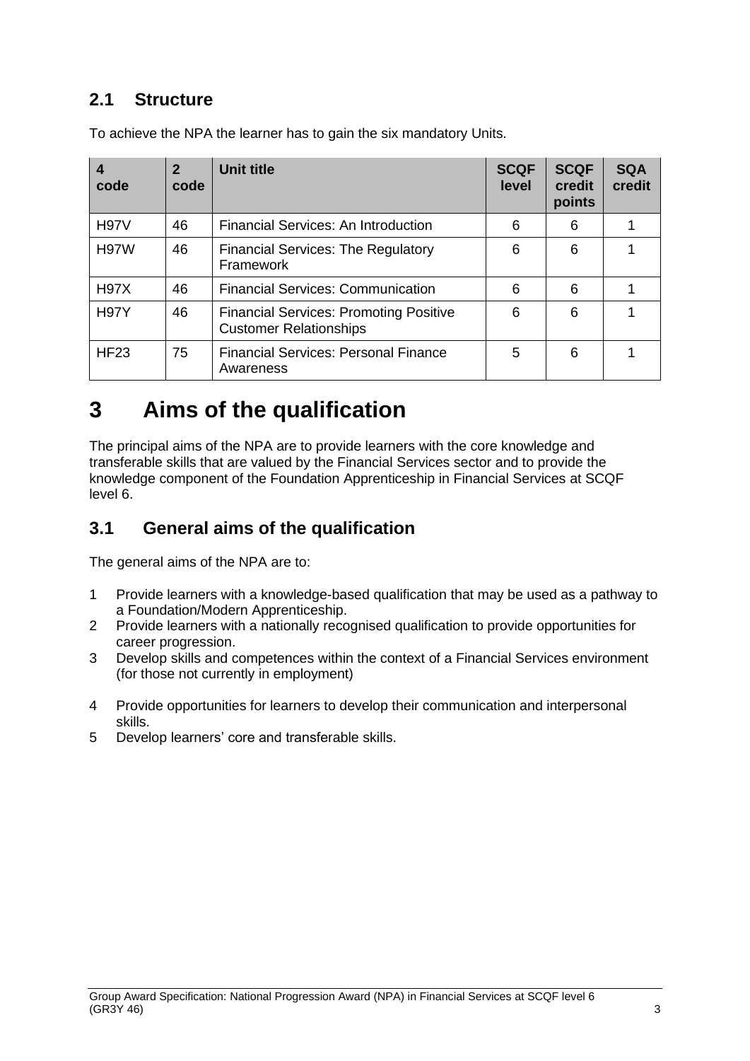## 2.1 Structure

To achieve the NPA the learner has to gain the six mandatory Units.

| 4 code | 2 code | Unit title | SCQF level | SCQF credit points | SQA credit |
|---|---|---|---|---|---|
| H97V | 46 | Financial Services: An Introduction | 6 | 6 | 1 |
| H97W | 46 | Financial Services: The Regulatory Framework | 6 | 6 | 1 |
| H97X | 46 | Financial Services: Communication | 6 | 6 | 1 |
| H97Y | 46 | Financial Services: Promoting Positive Customer Relationships | 6 | 6 | 1 |
| HF23 | 75 | Financial Services: Personal Finance Awareness | 5 | 6 | 1 |

# 3 Aims of the qualification

The principal aims of the NPA are to provide learners with the core knowledge and transferable skills that are valued by the Financial Services sector and to provide the knowledge component of the Foundation Apprenticeship in Financial Services at SCQF level 6.

## 3.1 General aims of the qualification

The general aims of the NPA are to:

1. Provide learners with a knowledge-based qualification that may be used as a pathway to a Foundation/Modern Apprenticeship.
2. Provide learners with a nationally recognised qualification to provide opportunities for career progression.
3. Develop skills and competences within the context of a Financial Services environment (for those not currently in employment)
4. Provide opportunities for learners to develop their communication and interpersonal skills.
5. Develop learners' core and transferable skills.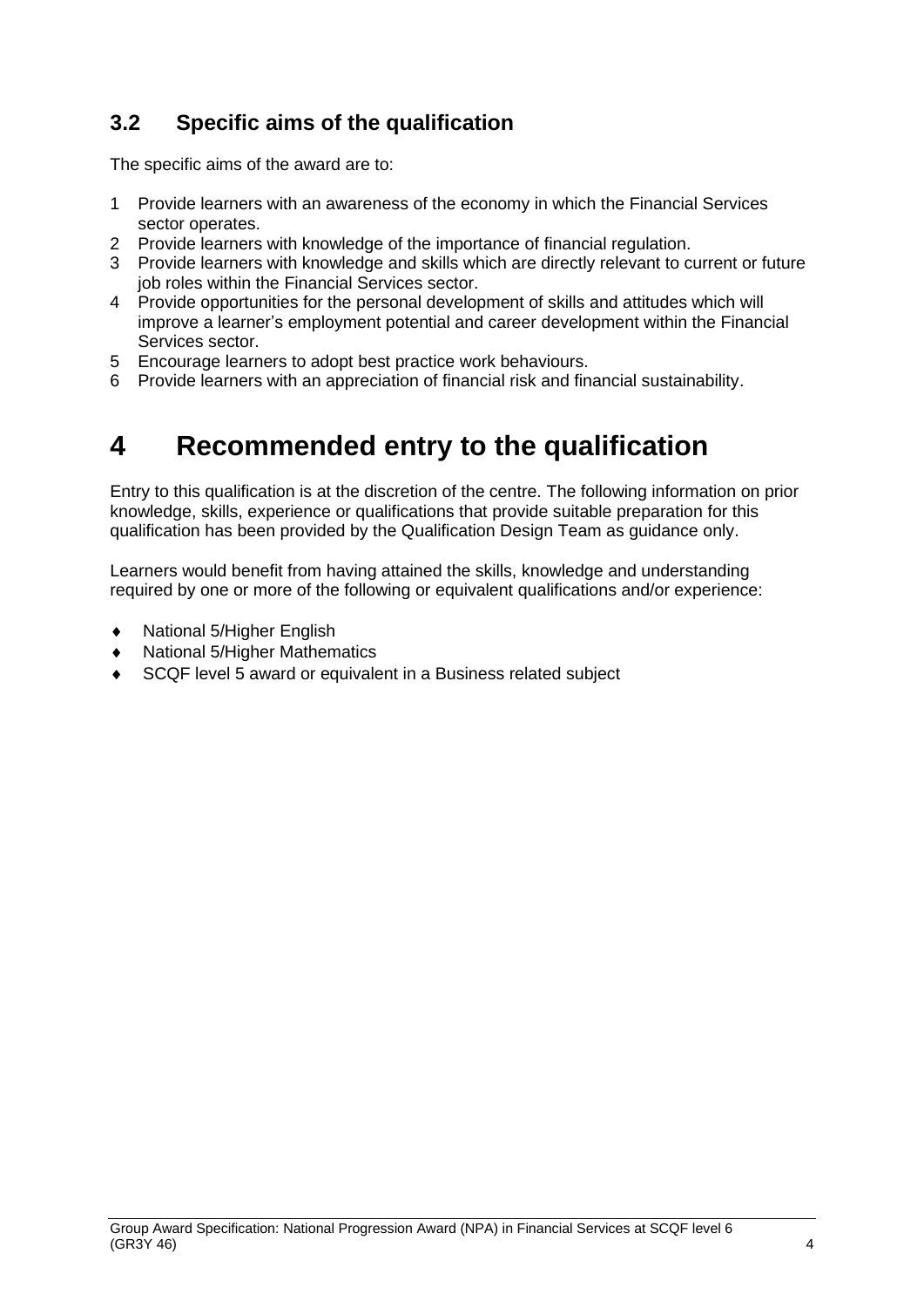## 3.2 Specific aims of the qualification

The specific aims of the award are to:

1. Provide learners with an awareness of the economy in which the Financial Services sector operates.
2. Provide learners with knowledge of the importance of financial regulation.
3. Provide learners with knowledge and skills which are directly relevant to current or future job roles within the Financial Services sector.
4. Provide opportunities for the personal development of skills and attitudes which will improve a learner's employment potential and career development within the Financial Services sector.
5. Encourage learners to adopt best practice work behaviours.
6. Provide learners with an appreciation of financial risk and financial sustainability.

# 4 Recommended entry to the qualification

Entry to this qualification is at the discretion of the centre. The following information on prior knowledge, skills, experience or qualifications that provide suitable preparation for this qualification has been provided by the Qualification Design Team as guidance only.

Learners would benefit from having attained the skills, knowledge and understanding required by one or more of the following or equivalent qualifications and/or experience:

- National 5/Higher English
- National 5/Higher Mathematics
- SCQF level 5 award or equivalent in a Business related subject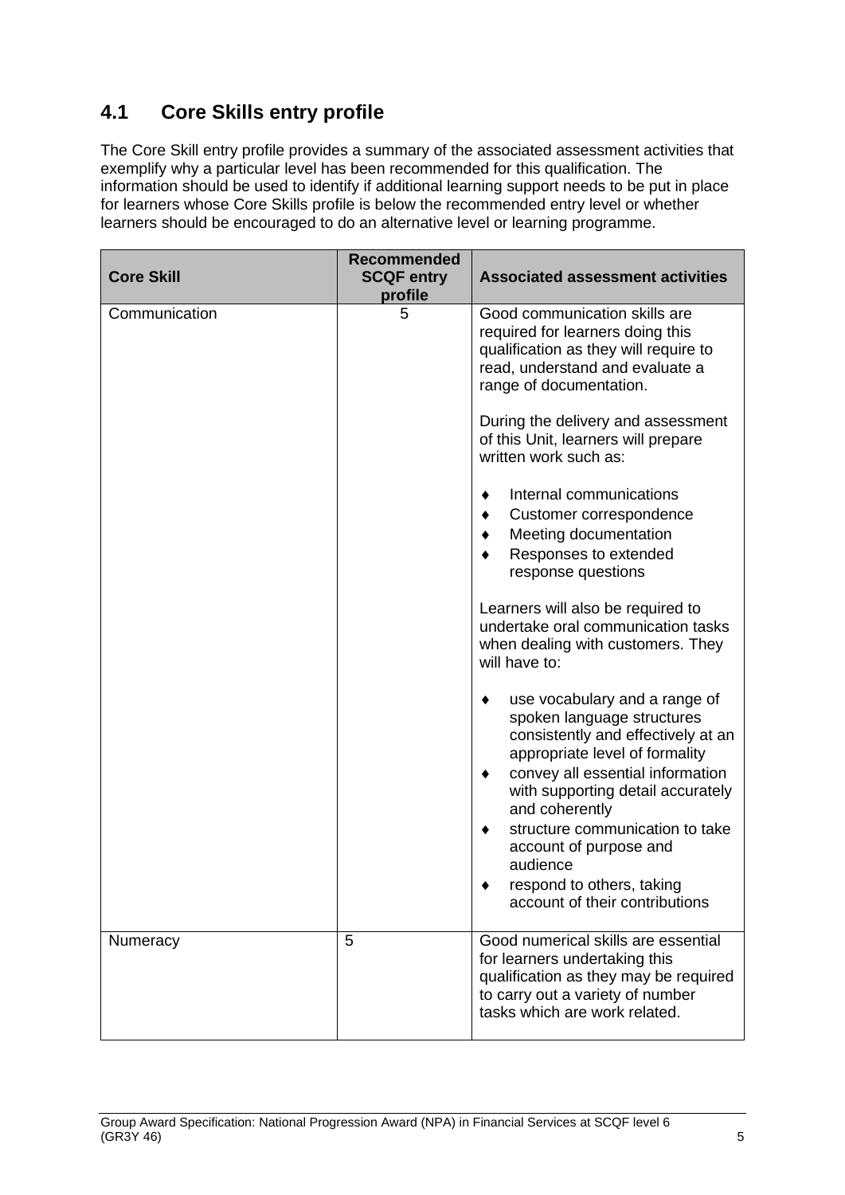## 4.1 Core Skills entry profile

The Core Skill entry profile provides a summary of the associated assessment activities that exemplify why a particular level has been recommended for this qualification. The information should be used to identify if additional learning support needs to be put in place for learners whose Core Skills profile is below the recommended entry level or whether learners should be encouraged to do an alternative level or learning programme.

| Core Skill | Recommended SCQF entry profile | Associated assessment activities |
|---|---|---|
| Communication | 5 | Good communication skills are required for learners doing this qualification as they will require to read, understand and evaluate a range of documentation.<br><br>During the delivery and assessment of this Unit, learners will prepare written work such as:<br><br>♦ Internal communications<br>♦ Customer correspondence<br>♦ Meeting documentation<br>♦ Responses to extended response questions<br><br>Learners will also be required to undertake oral communication tasks when dealing with customers. They will have to:<br><br>♦ use vocabulary and a range of spoken language structures consistently and effectively at an appropriate level of formality<br>♦ convey all essential information with supporting detail accurately and coherently<br>♦ structure communication to take account of purpose and audience<br>♦ respond to others, taking account of their contributions |
| Numeracy | 5 | Good numerical skills are essential for learners undertaking this qualification as they may be required to carry out a variety of number tasks which are work related. |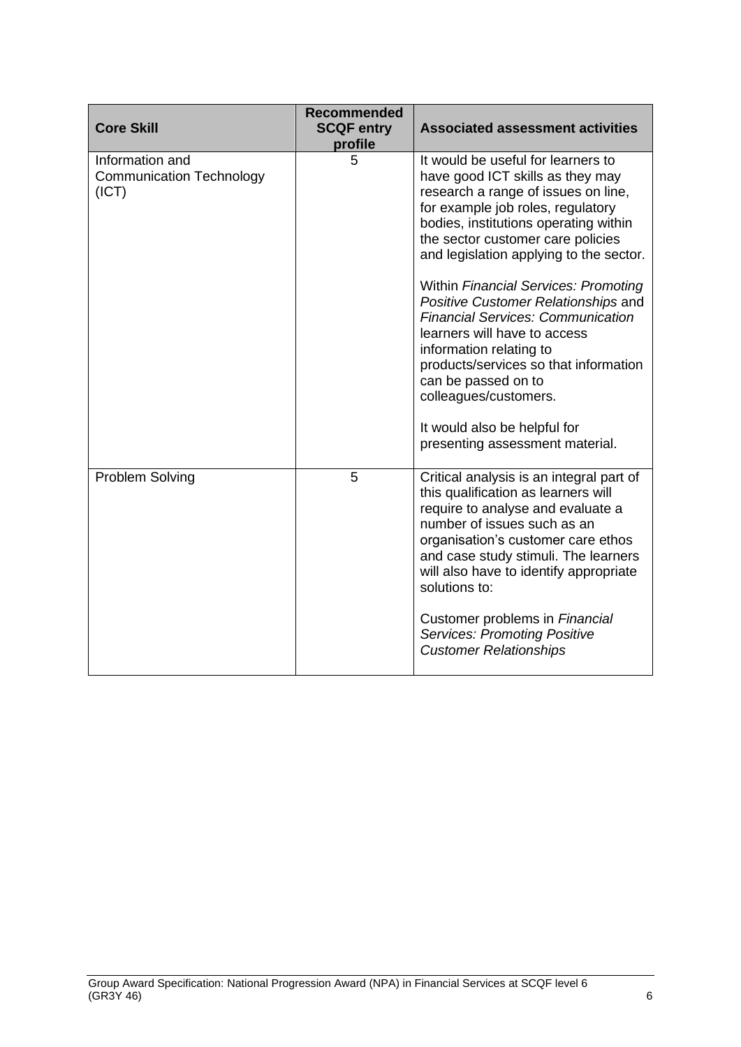| Core Skill | Recommended SCQF entry profile | Associated assessment activities |
|---|---|---|
| Information and Communication Technology (ICT) | 5 | It would be useful for learners to have good ICT skills as they may research a range of issues on line, for example job roles, regulatory bodies, institutions operating within the sector customer care policies and legislation applying to the sector.<br><br>Within *Financial Services: Promoting Positive Customer Relationships* and *Financial Services: Communication* learners will have to access information relating to products/services so that information can be passed on to colleagues/customers.<br><br>It would also be helpful for presenting assessment material. |
| Problem Solving | 5 | Critical analysis is an integral part of this qualification as learners will require to analyse and evaluate a number of issues such as an organisation's customer care ethos and case study stimuli. The learners will also have to identify appropriate solutions to:<br><br>Customer problems in *Financial Services: Promoting Positive Customer Relationships* |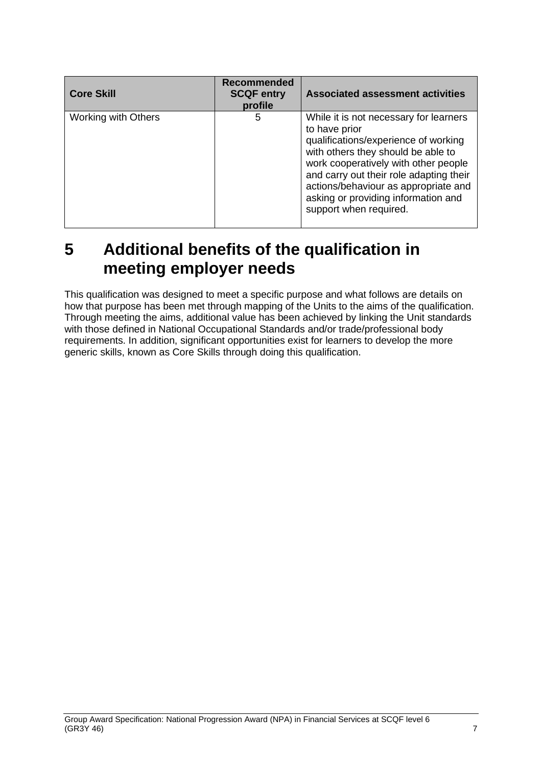| Core Skill | Recommended SCQF entry profile | Associated assessment activities |
|---|---|---|
| Working with Others | 5 | While it is not necessary for learners to have prior qualifications/experience of working with others they should be able to work cooperatively with other people and carry out their role adapting their actions/behaviour as appropriate and asking or providing information and support when required. |

# 5 Additional benefits of the qualification in meeting employer needs

This qualification was designed to meet a specific purpose and what follows are details on how that purpose has been met through mapping of the Units to the aims of the qualification. Through meeting the aims, additional value has been achieved by linking the Unit standards with those defined in National Occupational Standards and/or trade/professional body requirements. In addition, significant opportunities exist for learners to develop the more generic skills, known as Core Skills through doing this qualification.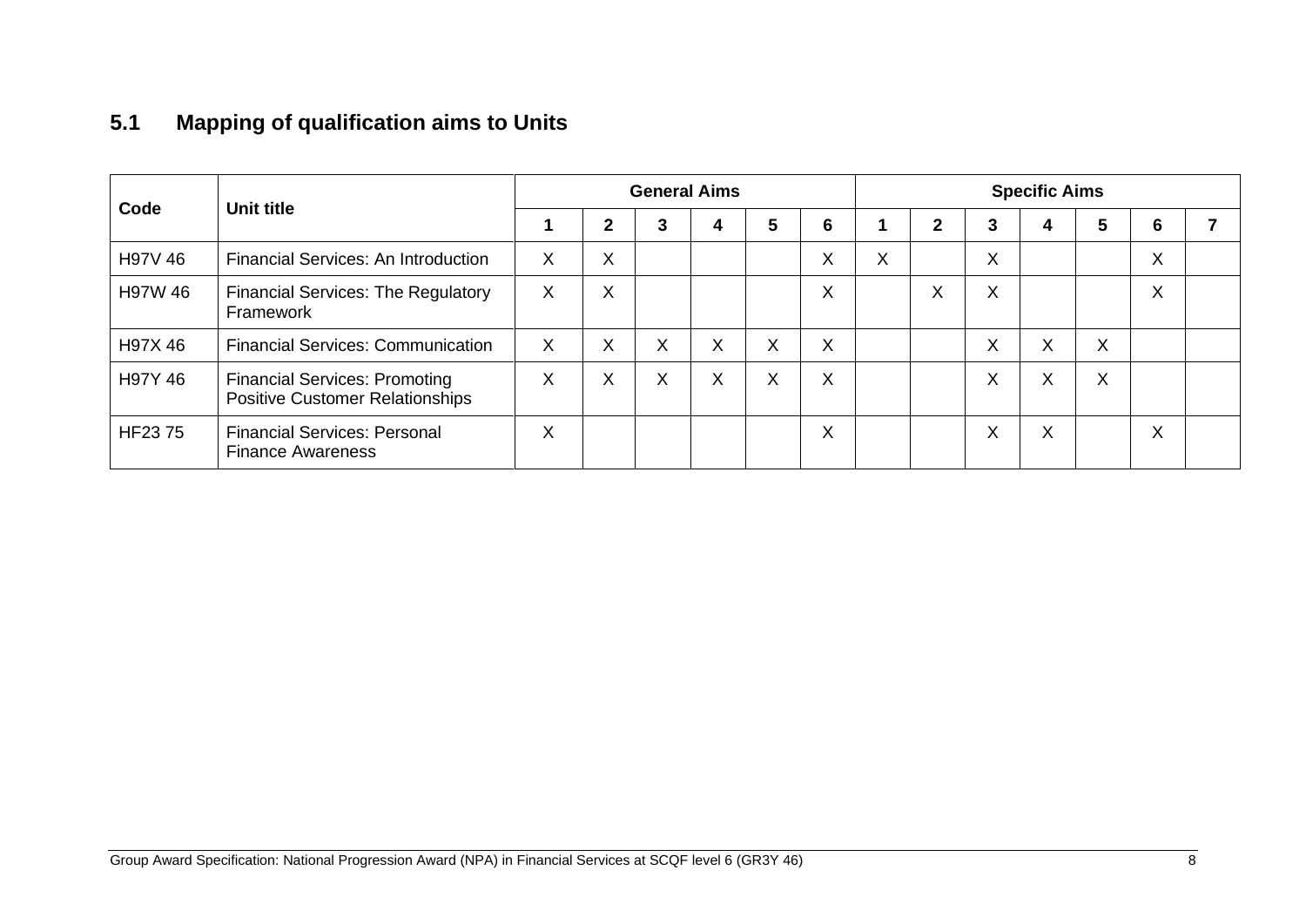## 5.1 Mapping of qualification aims to Units

| Code | Unit title | General Aims | | | | | | Specific Aims | | | | | | |
|---|---|---|---|---|---|---|---|---|---|---|---|---|---|---|
| | | 1 | 2 | 3 | 4 | 5 | 6 | 1 | 2 | 3 | 4 | 5 | 6 | 7 |
| H97V 46 | Financial Services: An Introduction | X | X | | | | X | X | | X | | | X | |
| H97W 46 | Financial Services: The Regulatory Framework | X | X | | | | X | | X | X | | | X | |
| H97X 46 | Financial Services: Communication | X | X | X | X | X | X | | | X | X | X | | |
| H97Y 46 | Financial Services: Promoting Positive Customer Relationships | X | X | X | X | X | X | | | X | X | X | | |
| HF23 75 | Financial Services: Personal Finance Awareness | X | | | | | X | | | X | X | | X | |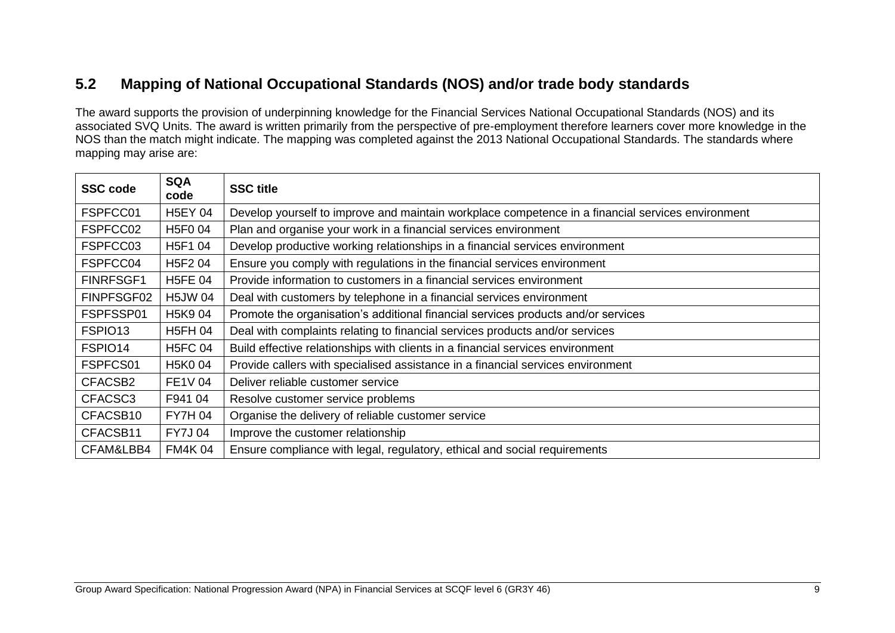## 5.2 Mapping of National Occupational Standards (NOS) and/or trade body standards

The award supports the provision of underpinning knowledge for the Financial Services National Occupational Standards (NOS) and its associated SVQ Units. The award is written primarily from the perspective of pre-employment therefore learners cover more knowledge in the NOS than the match might indicate. The mapping was completed against the 2013 National Occupational Standards. The standards where mapping may arise are:

| SSC code | SQA code | SSC title |
|---|---|---|
| FSPFCC01 | H5EY 04 | Develop yourself to improve and maintain workplace competence in a financial services environment |
| FSPFCC02 | H5F0 04 | Plan and organise your work in a financial services environment |
| FSPFCC03 | H5F1 04 | Develop productive working relationships in a financial services environment |
| FSPFCC04 | H5F2 04 | Ensure you comply with regulations in the financial services environment |
| FINRFSGF1 | H5FE 04 | Provide information to customers in a financial services environment |
| FINPFSGF02 | H5JW 04 | Deal with customers by telephone in a financial services environment |
| FSPFSSP01 | H5K9 04 | Promote the organisation's additional financial services products and/or services |
| FSPIO13 | H5FH 04 | Deal with complaints relating to financial services products and/or services |
| FSPIO14 | H5FC 04 | Build effective relationships with clients in a financial services environment |
| FSPFCS01 | H5K0 04 | Provide callers with specialised assistance in a financial services environment |
| CFACSB2 | FE1V 04 | Deliver reliable customer service |
| CFACSC3 | F941 04 | Resolve customer service problems |
| CFACSB10 | FY7H 04 | Organise the delivery of reliable customer service |
| CFACSB11 | FY7J 04 | Improve the customer relationship |
| CFAM&LBB4 | FM4K 04 | Ensure compliance with legal, regulatory, ethical and social requirements |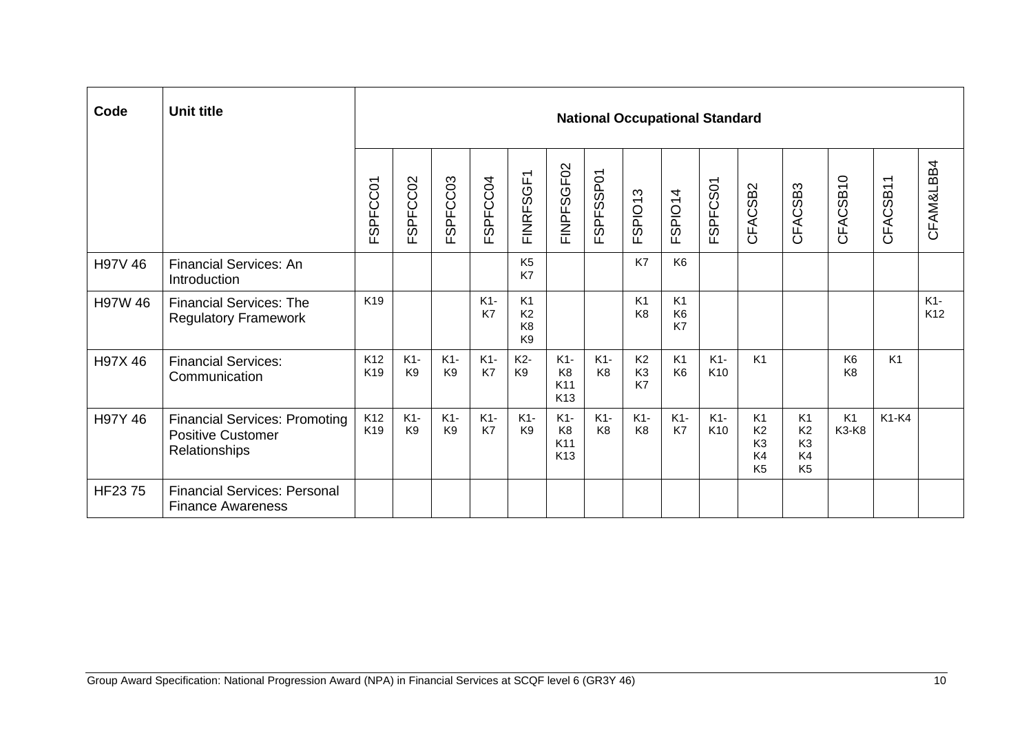| Code | Unit title | National Occupational Standard | | | | | | | | | | | | | | |
|---|---|---|---|---|---|---|---|---|---|---|---|---|---|---|---|---|
| | | FSPFCC01 | FSPFCC02 | FSPFCC03 | FSPFCC04 | FINRFSGF1 | FINPFSGF02 | FSPFSSP01 | FSPIO13 | FSPIO14 | FSPFCS01 | CFACSB2 | CFACSB3 | CFACSB10 | CFACSB11 | CFAM&LBB4 |
| H97V 46 | Financial Services: An Introduction | | | | | K5 K7 | | | K7 | K6 | | | | | | |
| H97W 46 | Financial Services: The Regulatory Framework | K19 | | | K1-K7 | K1 K2 K8 K9 | | | K1 K8 | K1 K6 K7 | | | | | | K1-K12 |
| H97X 46 | Financial Services: Communication | K12 K19 | K1-K9 | K1-K9 | K1-K7 | K2-K9 | K1-K8 K11 K13 | K1-K8 | K2 K3 K7 | K1 K6 | K1-K10 | K1 | | K6 K8 | K1 | |
| H97Y 46 | Financial Services: Promoting Positive Customer Relationships | K12 K19 | K1-K9 | K1-K9 | K1-K7 | K1-K9 | K1-K8 K11 K13 | K1-K8 | K1-K8 | K1-K7 | K1-K10 | K1 K2 K3 K4 K5 | K1 K2 K3 K4 K5 | K1 K3-K8 | K1-K4 | |
| HF23 75 | Financial Services: Personal Finance Awareness | | | | | | | | | | | | | | | |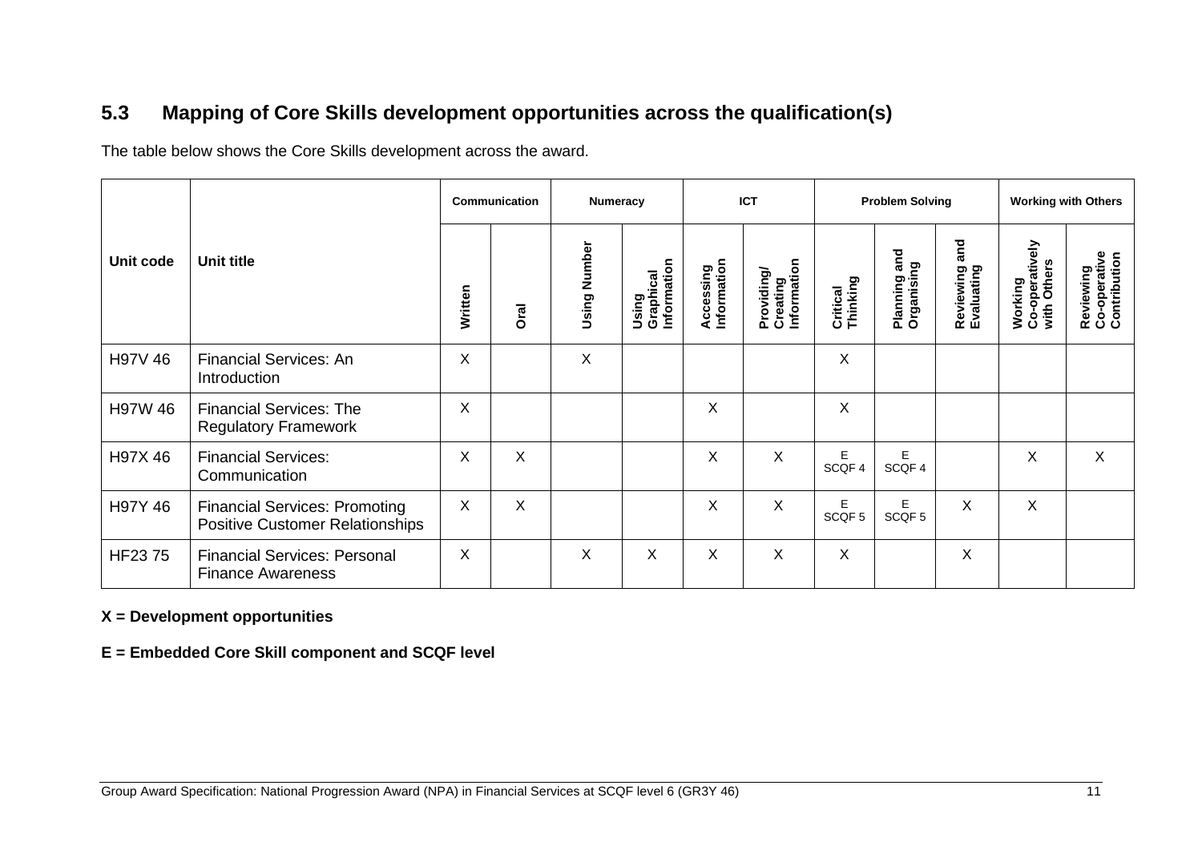## 5.3 Mapping of Core Skills development opportunities across the qualification(s)

The table below shows the Core Skills development across the award.

| Unit code | Unit title | Communication | | Numeracy | | ICT | | Problem Solving | | | Working with Others | |
|---|---|---|---|---|---|---|---|---|---|---|---|---|
| | | Written | Oral | Using Number | Using Graphical Information | Accessing Information | Providing/ Creating Information | Critical Thinking | Planning and Organising | Reviewing and Evaluating | Working Co-operatively with Others | Reviewing Co-operative Contribution |
| H97V 46 | Financial Services: An Introduction | X | | X | | | | X | | | | |
| H97W 46 | Financial Services: The Regulatory Framework | X | | | | X | | X | | | | |
| H97X 46 | Financial Services: Communication | X | X | | | X | X | E SCQF 4 | E SCQF 4 | | X | X |
| H97Y 46 | Financial Services: Promoting Positive Customer Relationships | X | X | | | X | X | E SCQF 5 | E SCQF 5 | X | X | |
| HF23 75 | Financial Services: Personal Finance Awareness | X | | X | X | X | X | X | | X | | |

**X = Development opportunities**

**E = Embedded Core Skill component and SCQF level**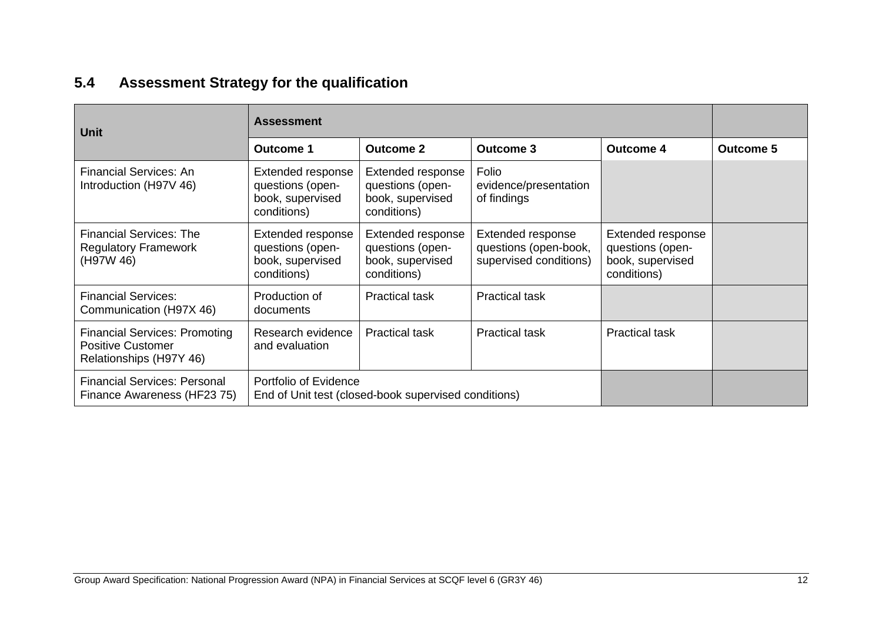## 5.4 Assessment Strategy for the qualification

| Unit | Assessment | | | | |
|---|---|---|---|---|---|
| | Outcome 1 | Outcome 2 | Outcome 3 | Outcome 4 | Outcome 5 |
| Financial Services: An Introduction (H97V 46) | Extended response questions (open-book, supervised conditions) | Extended response questions (open-book, supervised conditions) | Folio evidence/presentation of findings | | |
| Financial Services: The Regulatory Framework (H97W 46) | Extended response questions (open-book, supervised conditions) | Extended response questions (open-book, supervised conditions) | Extended response questions (open-book, supervised conditions) | Extended response questions (open-book, supervised conditions) | |
| Financial Services: Communication (H97X 46) | Production of documents | Practical task | Practical task | | |
| Financial Services: Promoting Positive Customer Relationships (H97Y 46) | Research evidence and evaluation | Practical task | Practical task | Practical task | |
| Financial Services: Personal Finance Awareness (HF23 75) | Portfolio of Evidence<br>End of Unit test (closed-book supervised conditions) | | | | |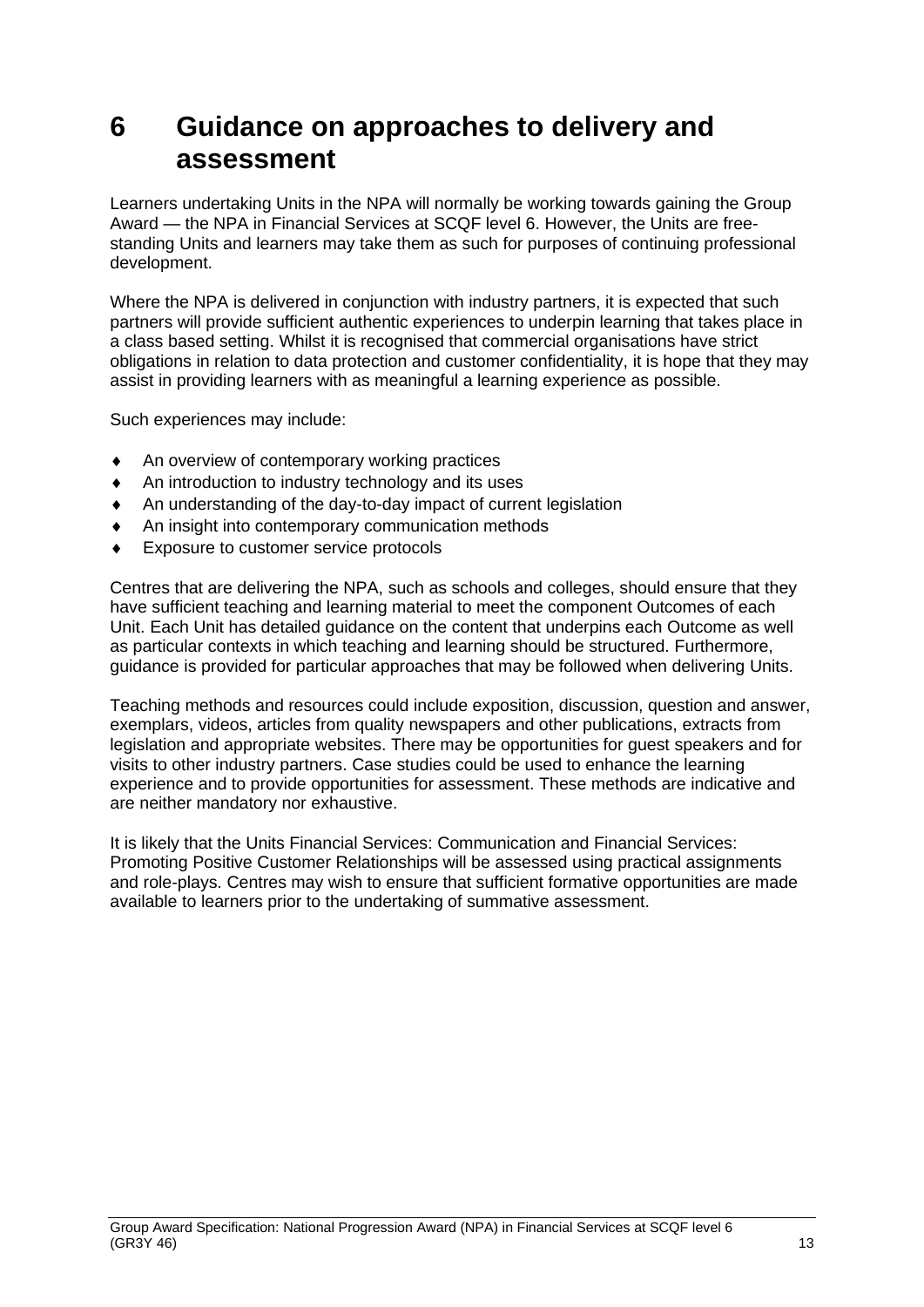# 6 Guidance on approaches to delivery and assessment

Learners undertaking Units in the NPA will normally be working towards gaining the Group Award — the NPA in Financial Services at SCQF level 6. However, the Units are free-standing Units and learners may take them as such for purposes of continuing professional development.

Where the NPA is delivered in conjunction with industry partners, it is expected that such partners will provide sufficient authentic experiences to underpin learning that takes place in a class based setting. Whilst it is recognised that commercial organisations have strict obligations in relation to data protection and customer confidentiality, it is hope that they may assist in providing learners with as meaningful a learning experience as possible.

Such experiences may include:

- An overview of contemporary working practices
- An introduction to industry technology and its uses
- An understanding of the day-to-day impact of current legislation
- An insight into contemporary communication methods
- Exposure to customer service protocols

Centres that are delivering the NPA, such as schools and colleges, should ensure that they have sufficient teaching and learning material to meet the component Outcomes of each Unit. Each Unit has detailed guidance on the content that underpins each Outcome as well as particular contexts in which teaching and learning should be structured. Furthermore, guidance is provided for particular approaches that may be followed when delivering Units.

Teaching methods and resources could include exposition, discussion, question and answer, exemplars, videos, articles from quality newspapers and other publications, extracts from legislation and appropriate websites. There may be opportunities for guest speakers and for visits to other industry partners. Case studies could be used to enhance the learning experience and to provide opportunities for assessment. These methods are indicative and are neither mandatory nor exhaustive.

It is likely that the Units Financial Services: Communication and Financial Services: Promoting Positive Customer Relationships will be assessed using practical assignments and role-plays. Centres may wish to ensure that sufficient formative opportunities are made available to learners prior to the undertaking of summative assessment.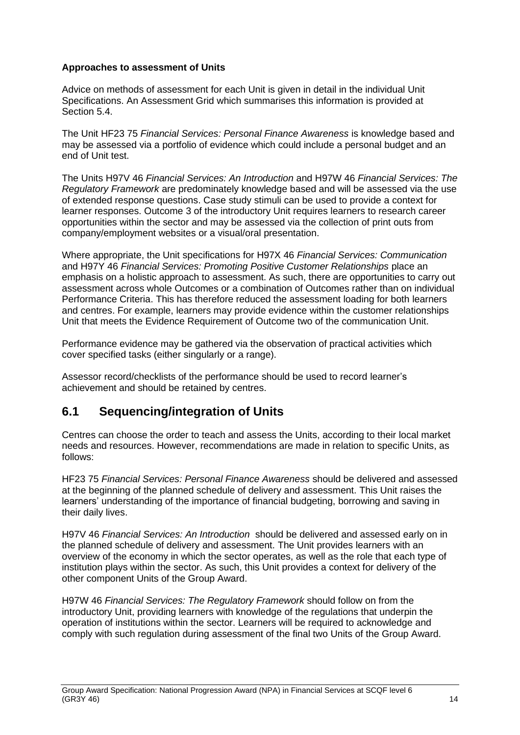**Approaches to assessment of Units**

Advice on methods of assessment for each Unit is given in detail in the individual Unit Specifications. An Assessment Grid which summarises this information is provided at Section 5.4.

The Unit HF23 75 *Financial Services: Personal Finance Awareness* is knowledge based and may be assessed via a portfolio of evidence which could include a personal budget and an end of Unit test.

The Units H97V 46 *Financial Services: An Introduction* and H97W 46 *Financial Services: The Regulatory Framework* are predominately knowledge based and will be assessed via the use of extended response questions. Case study stimuli can be used to provide a context for learner responses. Outcome 3 of the introductory Unit requires learners to research career opportunities within the sector and may be assessed via the collection of print outs from company/employment websites or a visual/oral presentation.

Where appropriate, the Unit specifications for H97X 46 *Financial Services: Communication* and H97Y 46 *Financial Services: Promoting Positive Customer Relationships* place an emphasis on a holistic approach to assessment. As such, there are opportunities to carry out assessment across whole Outcomes or a combination of Outcomes rather than on individual Performance Criteria. This has therefore reduced the assessment loading for both learners and centres. For example, learners may provide evidence within the customer relationships Unit that meets the Evidence Requirement of Outcome two of the communication Unit.

Performance evidence may be gathered via the observation of practical activities which cover specified tasks (either singularly or a range).

Assessor record/checklists of the performance should be used to record learner's achievement and should be retained by centres.

## 6.1 Sequencing/integration of Units

Centres can choose the order to teach and assess the Units, according to their local market needs and resources. However, recommendations are made in relation to specific Units, as follows:

HF23 75 *Financial Services: Personal Finance Awareness* should be delivered and assessed at the beginning of the planned schedule of delivery and assessment. This Unit raises the learners' understanding of the importance of financial budgeting, borrowing and saving in their daily lives.

H97V 46 *Financial Services: An Introduction* should be delivered and assessed early on in the planned schedule of delivery and assessment. The Unit provides learners with an overview of the economy in which the sector operates, as well as the role that each type of institution plays within the sector. As such, this Unit provides a context for delivery of the other component Units of the Group Award.

H97W 46 *Financial Services: The Regulatory Framework* should follow on from the introductory Unit, providing learners with knowledge of the regulations that underpin the operation of institutions within the sector. Learners will be required to acknowledge and comply with such regulation during assessment of the final two Units of the Group Award.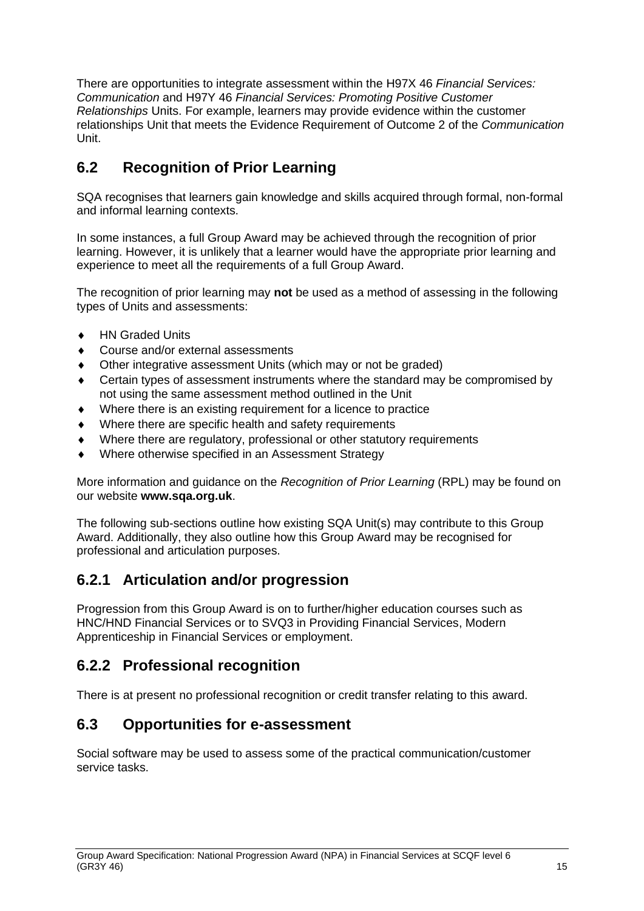There are opportunities to integrate assessment within the H97X 46 *Financial Services: Communication* and H97Y 46 *Financial Services: Promoting Positive Customer Relationships* Units. For example, learners may provide evidence within the customer relationships Unit that meets the Evidence Requirement of Outcome 2 of the *Communication* Unit.

## 6.2 Recognition of Prior Learning

SQA recognises that learners gain knowledge and skills acquired through formal, non-formal and informal learning contexts.

In some instances, a full Group Award may be achieved through the recognition of prior learning. However, it is unlikely that a learner would have the appropriate prior learning and experience to meet all the requirements of a full Group Award.

The recognition of prior learning may **not** be used as a method of assessing in the following types of Units and assessments:

- HN Graded Units
- Course and/or external assessments
- Other integrative assessment Units (which may or not be graded)
- Certain types of assessment instruments where the standard may be compromised by not using the same assessment method outlined in the Unit
- Where there is an existing requirement for a licence to practice
- Where there are specific health and safety requirements
- Where there are regulatory, professional or other statutory requirements
- Where otherwise specified in an Assessment Strategy

More information and guidance on the *Recognition of Prior Learning* (RPL) may be found on our website **www.sqa.org.uk**.

The following sub-sections outline how existing SQA Unit(s) may contribute to this Group Award. Additionally, they also outline how this Group Award may be recognised for professional and articulation purposes.

### 6.2.1 Articulation and/or progression

Progression from this Group Award is on to further/higher education courses such as HNC/HND Financial Services or to SVQ3 in Providing Financial Services, Modern Apprenticeship in Financial Services or employment.

### 6.2.2 Professional recognition

There is at present no professional recognition or credit transfer relating to this award.

## 6.3 Opportunities for e-assessment

Social software may be used to assess some of the practical communication/customer service tasks.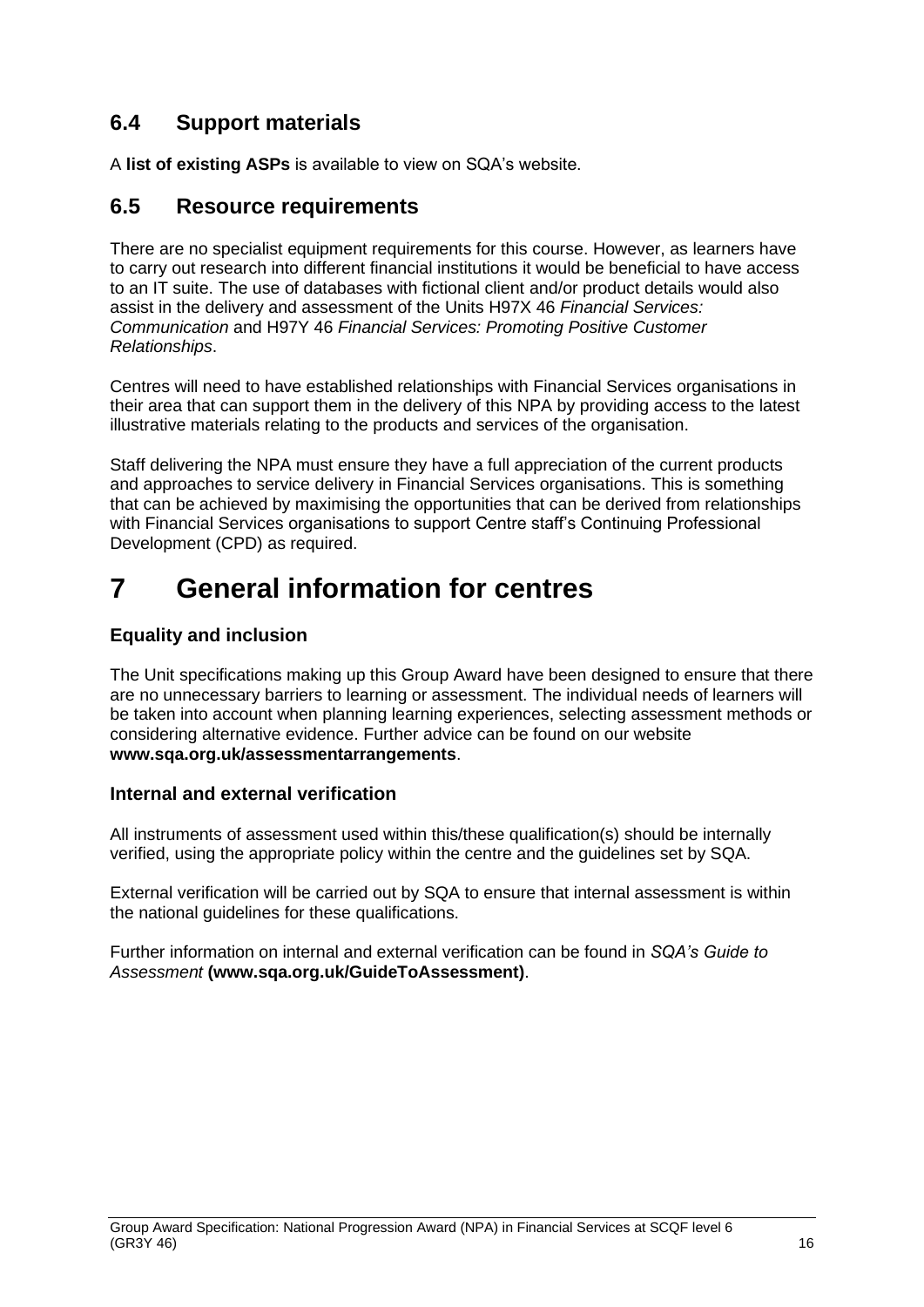## 6.4 Support materials

A **list of existing ASPs** is available to view on SQA's website.

## 6.5 Resource requirements

There are no specialist equipment requirements for this course. However, as learners have to carry out research into different financial institutions it would be beneficial to have access to an IT suite. The use of databases with fictional client and/or product details would also assist in the delivery and assessment of the Units H97X 46 *Financial Services: Communication* and H97Y 46 *Financial Services: Promoting Positive Customer Relationships*.

Centres will need to have established relationships with Financial Services organisations in their area that can support them in the delivery of this NPA by providing access to the latest illustrative materials relating to the products and services of the organisation.

Staff delivering the NPA must ensure they have a full appreciation of the current products and approaches to service delivery in Financial Services organisations. This is something that can be achieved by maximising the opportunities that can be derived from relationships with Financial Services organisations to support Centre staff's Continuing Professional Development (CPD) as required.

# 7 General information for centres

### Equality and inclusion

The Unit specifications making up this Group Award have been designed to ensure that there are no unnecessary barriers to learning or assessment. The individual needs of learners will be taken into account when planning learning experiences, selecting assessment methods or considering alternative evidence. Further advice can be found on our website **www.sqa.org.uk/assessmentarrangements**.

### Internal and external verification

All instruments of assessment used within this/these qualification(s) should be internally verified, using the appropriate policy within the centre and the guidelines set by SQA.

External verification will be carried out by SQA to ensure that internal assessment is within the national guidelines for these qualifications.

Further information on internal and external verification can be found in *SQA's Guide to Assessment* **(www.sqa.org.uk/GuideToAssessment)**.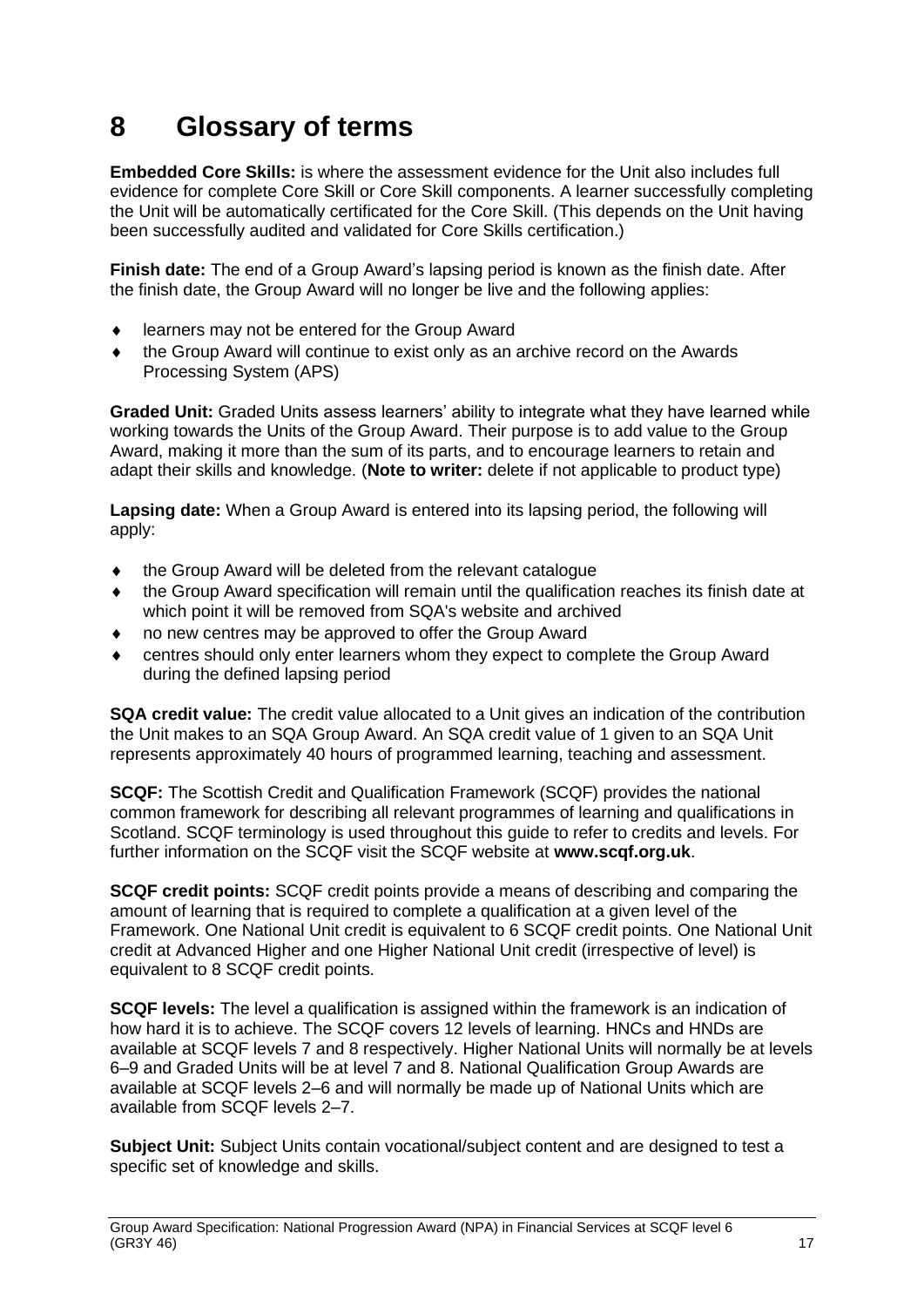# 8 Glossary of terms

**Embedded Core Skills:** is where the assessment evidence for the Unit also includes full evidence for complete Core Skill or Core Skill components. A learner successfully completing the Unit will be automatically certificated for the Core Skill. (This depends on the Unit having been successfully audited and validated for Core Skills certification.)

**Finish date:** The end of a Group Award's lapsing period is known as the finish date. After the finish date, the Group Award will no longer be live and the following applies:

- learners may not be entered for the Group Award
- the Group Award will continue to exist only as an archive record on the Awards Processing System (APS)

**Graded Unit:** Graded Units assess learners' ability to integrate what they have learned while working towards the Units of the Group Award. Their purpose is to add value to the Group Award, making it more than the sum of its parts, and to encourage learners to retain and adapt their skills and knowledge. (**Note to writer:** delete if not applicable to product type)

**Lapsing date:** When a Group Award is entered into its lapsing period, the following will apply:

- the Group Award will be deleted from the relevant catalogue
- the Group Award specification will remain until the qualification reaches its finish date at which point it will be removed from SQA's website and archived
- no new centres may be approved to offer the Group Award
- centres should only enter learners whom they expect to complete the Group Award during the defined lapsing period

**SQA credit value:** The credit value allocated to a Unit gives an indication of the contribution the Unit makes to an SQA Group Award. An SQA credit value of 1 given to an SQA Unit represents approximately 40 hours of programmed learning, teaching and assessment.

**SCQF:** The Scottish Credit and Qualification Framework (SCQF) provides the national common framework for describing all relevant programmes of learning and qualifications in Scotland. SCQF terminology is used throughout this guide to refer to credits and levels. For further information on the SCQF visit the SCQF website at **www.scqf.org.uk**.

**SCQF credit points:** SCQF credit points provide a means of describing and comparing the amount of learning that is required to complete a qualification at a given level of the Framework. One National Unit credit is equivalent to 6 SCQF credit points. One National Unit credit at Advanced Higher and one Higher National Unit credit (irrespective of level) is equivalent to 8 SCQF credit points.

**SCQF levels:** The level a qualification is assigned within the framework is an indication of how hard it is to achieve. The SCQF covers 12 levels of learning. HNCs and HNDs are available at SCQF levels 7 and 8 respectively. Higher National Units will normally be at levels 6–9 and Graded Units will be at level 7 and 8. National Qualification Group Awards are available at SCQF levels 2–6 and will normally be made up of National Units which are available from SCQF levels 2–7.

**Subject Unit:** Subject Units contain vocational/subject content and are designed to test a specific set of knowledge and skills.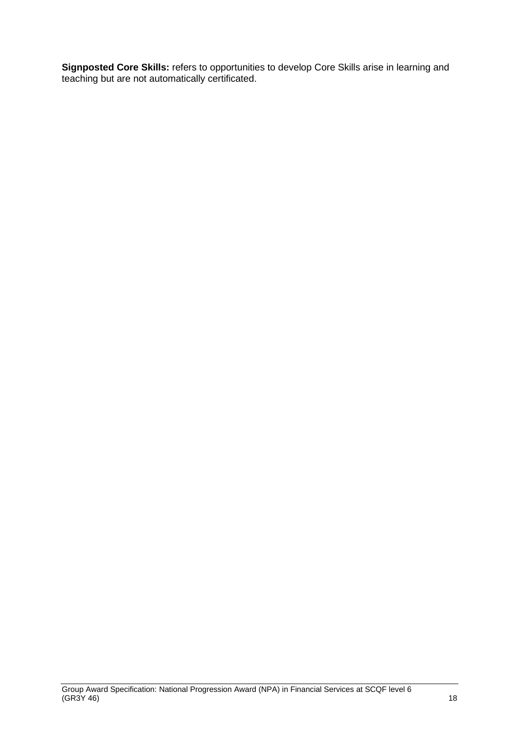**Signposted Core Skills:** refers to opportunities to develop Core Skills arise in learning and teaching but are not automatically certificated.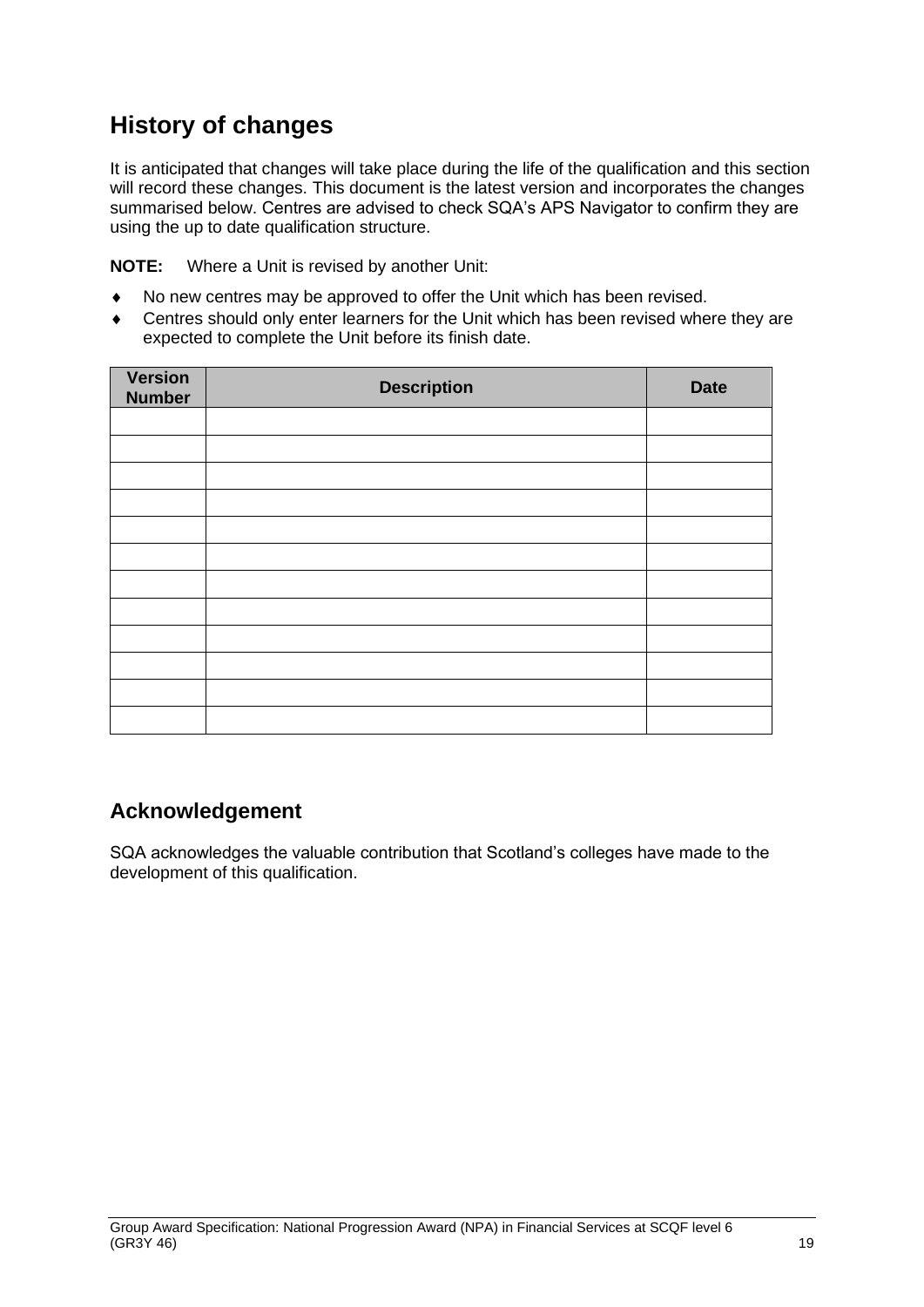## History of changes

It is anticipated that changes will take place during the life of the qualification and this section will record these changes. This document is the latest version and incorporates the changes summarised below. Centres are advised to check SQA's APS Navigator to confirm they are using the up to date qualification structure.

**NOTE:** Where a Unit is revised by another Unit:

- No new centres may be approved to offer the Unit which has been revised.
- Centres should only enter learners for the Unit which has been revised where they are expected to complete the Unit before its finish date.

| Version Number | Description | Date |
|---|---|---|
| | | |
| | | |
| | | |
| | | |
| | | |
| | | |
| | | |
| | | |
| | | |
| | | |
| | | |
| | | |

## Acknowledgement

SQA acknowledges the valuable contribution that Scotland's colleges have made to the development of this qualification.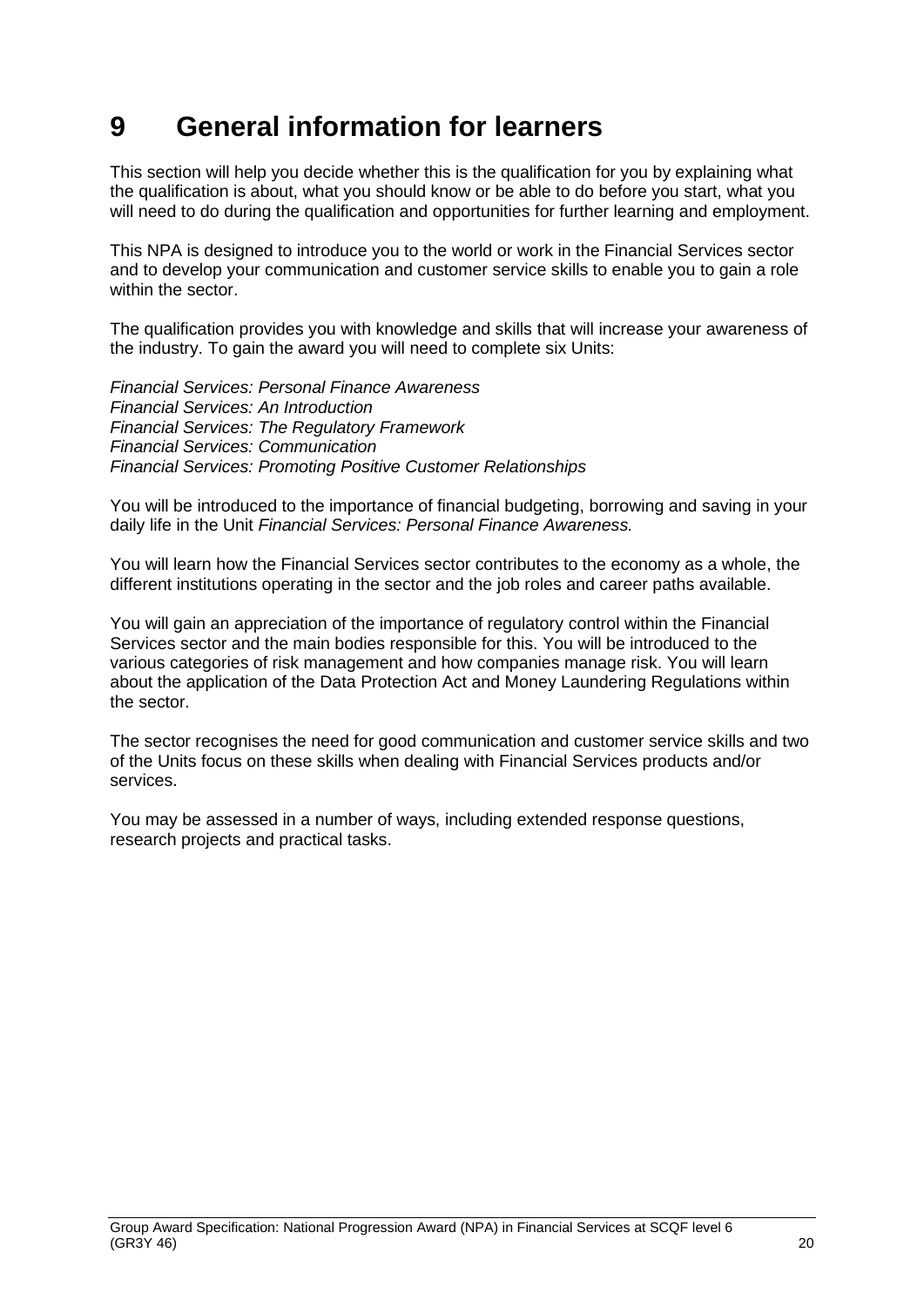# 9 General information for learners

This section will help you decide whether this is the qualification for you by explaining what the qualification is about, what you should know or be able to do before you start, what you will need to do during the qualification and opportunities for further learning and employment.

This NPA is designed to introduce you to the world or work in the Financial Services sector and to develop your communication and customer service skills to enable you to gain a role within the sector.

The qualification provides you with knowledge and skills that will increase your awareness of the industry. To gain the award you will need to complete six Units:

*Financial Services: Personal Finance Awareness*
*Financial Services: An Introduction*
*Financial Services: The Regulatory Framework*
*Financial Services: Communication*
*Financial Services: Promoting Positive Customer Relationships*

You will be introduced to the importance of financial budgeting, borrowing and saving in your daily life in the Unit *Financial Services: Personal Finance Awareness.*

You will learn how the Financial Services sector contributes to the economy as a whole, the different institutions operating in the sector and the job roles and career paths available.

You will gain an appreciation of the importance of regulatory control within the Financial Services sector and the main bodies responsible for this. You will be introduced to the various categories of risk management and how companies manage risk. You will learn about the application of the Data Protection Act and Money Laundering Regulations within the sector.

The sector recognises the need for good communication and customer service skills and two of the Units focus on these skills when dealing with Financial Services products and/or services.

You may be assessed in a number of ways, including extended response questions, research projects and practical tasks.